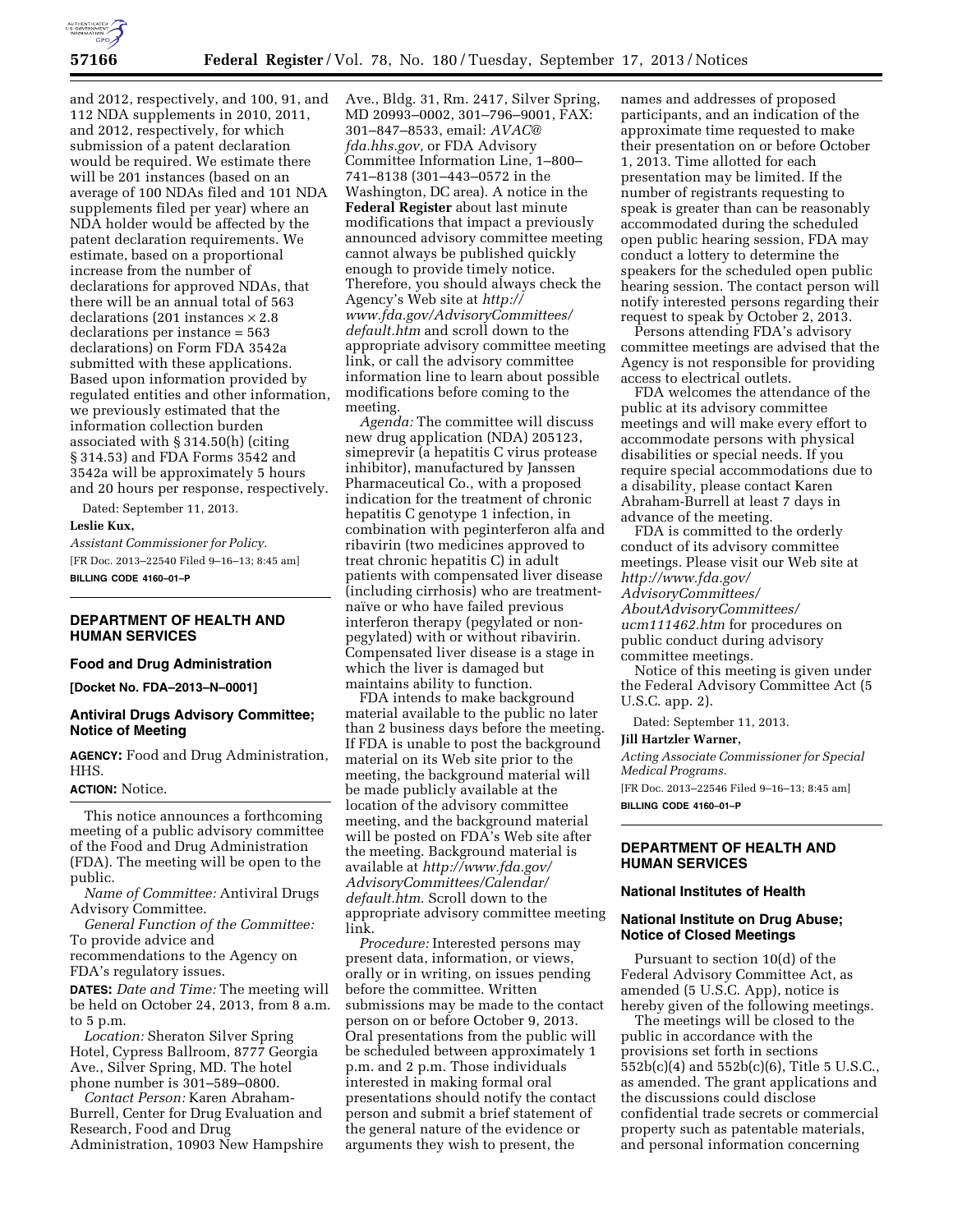and 2012, respectively, and 100, 91, and 112 NDA supplements in 2010, 2011, and 2012, respectively, for which submission of a patent declaration would be required. We estimate there will be 201 instances (based on an average of 100 NDAs filed and 101 NDA supplements filed per year) where an NDA holder would be affected by the patent declaration requirements. We estimate, based on a proportional increase from the number of declarations for approved NDAs, that there will be an annual total of 563 declarations (201 instances × 2.8 declarations per instance = 563 declarations) on Form FDA 3542a submitted with these applications. Based upon information provided by regulated entities and other information, we previously estimated that the information collection burden associated with § 314.50(h) (citing § 314.53) and FDA Forms 3542 and 3542a will be approximately 5 hours and 20 hours per response, respectively.

Dated: September 11, 2013.

**Leslie Kux,**

*Assistant Commissioner for Policy.*

[FR Doc. 2013–22540 Filed 9–16–13; 8:45 am]

**BILLING CODE 4160–01–P**

## DEPARTMENT OF HEALTH AND HUMAN SERVICES

### Food and Drug Administration

**[Docket No. FDA–2013–N–0001]**

### Antiviral Drugs Advisory Committee; Notice of Meeting

**AGENCY:** Food and Drug Administration, HHS.

**ACTION:** Notice.

This notice announces a forthcoming meeting of a public advisory committee of the Food and Drug Administration (FDA). The meeting will be open to the public.

*Name of Committee:* Antiviral Drugs Advisory Committee.

*General Function of the Committee:* To provide advice and recommendations to the Agency on FDA's regulatory issues.

**DATES:** *Date and Time:* The meeting will be held on October 24, 2013, from 8 a.m. to 5 p.m.

*Location:* Sheraton Silver Spring Hotel, Cypress Ballroom, 8777 Georgia Ave., Silver Spring, MD. The hotel phone number is 301–589–0800.

*Contact Person:* Karen Abraham-Burrell, Center for Drug Evaluation and Research, Food and Drug Administration, 10903 New Hampshire Ave., Bldg. 31, Rm. 2417, Silver Spring, MD 20993–0002, 301–796–9001, FAX: 301–847–8533, email: *AVAC@fda.hhs.gov,* or FDA Advisory Committee Information Line, 1–800–741–8138 (301–443–0572 in the Washington, DC area). A notice in the **Federal Register** about last minute modifications that impact a previously announced advisory committee meeting cannot always be published quickly enough to provide timely notice. Therefore, you should always check the Agency's Web site at *http://www.fda.gov/AdvisoryCommittees/default.htm* and scroll down to the appropriate advisory committee meeting link, or call the advisory committee information line to learn about possible modifications before coming to the meeting.

*Agenda:* The committee will discuss new drug application (NDA) 205123, simeprevir (a hepatitis C virus protease inhibitor), manufactured by Janssen Pharmaceutical Co., with a proposed indication for the treatment of chronic hepatitis C genotype 1 infection, in combination with peginterferon alfa and ribavirin (two medicines approved to treat chronic hepatitis C) in adult patients with compensated liver disease (including cirrhosis) who are treatment-naïve or who have failed previous interferon therapy (pegylated or non-pegylated) with or without ribavirin. Compensated liver disease is a stage in which the liver is damaged but maintains ability to function.

FDA intends to make background material available to the public no later than 2 business days before the meeting. If FDA is unable to post the background material on its Web site prior to the meeting, the background material will be made publicly available at the location of the advisory committee meeting, and the background material will be posted on FDA's Web site after the meeting. Background material is available at *http://www.fda.gov/AdvisoryCommittees/Calendar/default.htm.* Scroll down to the appropriate advisory committee meeting link.

*Procedure:* Interested persons may present data, information, or views, orally or in writing, on issues pending before the committee. Written submissions may be made to the contact person on or before October 9, 2013. Oral presentations from the public will be scheduled between approximately 1 p.m. and 2 p.m. Those individuals interested in making formal oral presentations should notify the contact person and submit a brief statement of the general nature of the evidence or arguments they wish to present, the names and addresses of proposed participants, and an indication of the approximate time requested to make their presentation on or before October 1, 2013. Time allotted for each presentation may be limited. If the number of registrants requesting to speak is greater than can be reasonably accommodated during the scheduled open public hearing session, FDA may conduct a lottery to determine the speakers for the scheduled open public hearing session. The contact person will notify interested persons regarding their request to speak by October 2, 2013.

Persons attending FDA's advisory committee meetings are advised that the Agency is not responsible for providing access to electrical outlets.

FDA welcomes the attendance of the public at its advisory committee meetings and will make every effort to accommodate persons with physical disabilities or special needs. If you require special accommodations due to a disability, please contact Karen Abraham-Burrell at least 7 days in advance of the meeting.

FDA is committed to the orderly conduct of its advisory committee meetings. Please visit our Web site at *http://www.fda.gov/AdvisoryCommittees/AboutAdvisoryCommittees/ucm111462.htm* for procedures on public conduct during advisory committee meetings.

Notice of this meeting is given under the Federal Advisory Committee Act (5 U.S.C. app. 2).

Dated: September 11, 2013.

**Jill Hartzler Warner,**

*Acting Associate Commissioner for Special Medical Programs.*

[FR Doc. 2013–22546 Filed 9–16–13; 8:45 am]

**BILLING CODE 4160–01–P**

## DEPARTMENT OF HEALTH AND HUMAN SERVICES

### National Institutes of Health

### National Institute on Drug Abuse; Notice of Closed Meetings

Pursuant to section 10(d) of the Federal Advisory Committee Act, as amended (5 U.S.C. App), notice is hereby given of the following meetings.

The meetings will be closed to the public in accordance with the provisions set forth in sections 552b(c)(4) and 552b(c)(6), Title 5 U.S.C., as amended. The grant applications and the discussions could disclose confidential trade secrets or commercial property such as patentable materials, and personal information concerning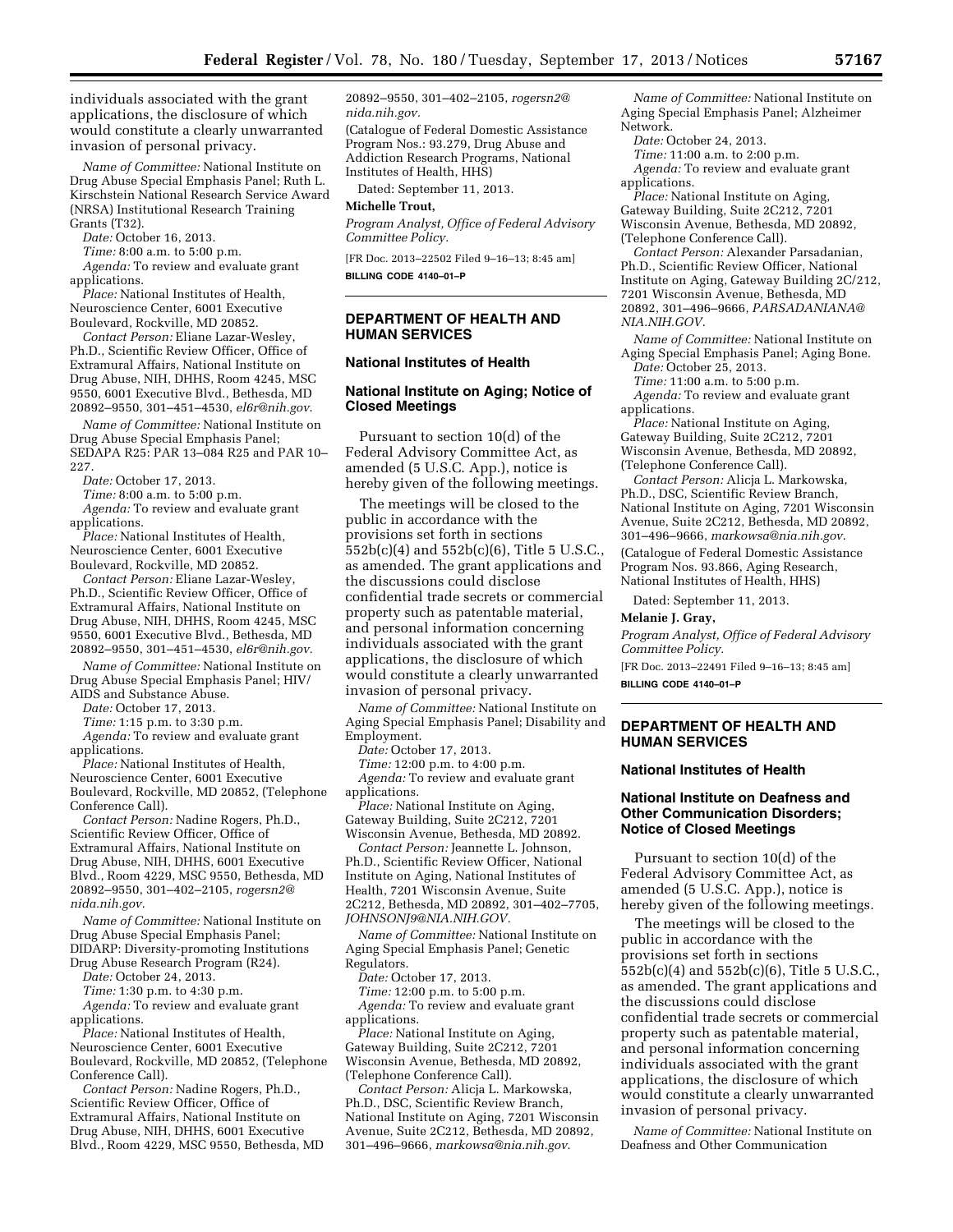individuals associated with the grant applications, the disclosure of which would constitute a clearly unwarranted invasion of personal privacy.

*Name of Committee:* National Institute on Drug Abuse Special Emphasis Panel; Ruth L. Kirschstein National Research Service Award (NRSA) Institutional Research Training Grants (T32).

*Date:* October 16, 2013.

*Time:* 8:00 a.m. to 5:00 p.m.

*Agenda:* To review and evaluate grant applications.

*Place:* National Institutes of Health, Neuroscience Center, 6001 Executive Boulevard, Rockville, MD 20852.

*Contact Person:* Eliane Lazar-Wesley, Ph.D., Scientific Review Officer, Office of Extramural Affairs, National Institute on Drug Abuse, NIH, DHHS, Room 4245, MSC 9550, 6001 Executive Blvd., Bethesda, MD 20892–9550, 301–451–4530, *el6r@nih.gov*.

*Name of Committee:* National Institute on Drug Abuse Special Emphasis Panel; SEDAPA R25: PAR 13–084 R25 and PAR 10–227.

*Date:* October 17, 2013.

*Time:* 8:00 a.m. to 5:00 p.m.

*Agenda:* To review and evaluate grant applications.

*Place:* National Institutes of Health, Neuroscience Center, 6001 Executive Boulevard, Rockville, MD 20852.

*Contact Person:* Eliane Lazar-Wesley, Ph.D., Scientific Review Officer, Office of Extramural Affairs, National Institute on Drug Abuse, NIH, DHHS, Room 4245, MSC 9550, 6001 Executive Blvd., Bethesda, MD 20892–9550, 301–451–4530, *el6r@nih.gov*.

*Name of Committee:* National Institute on Drug Abuse Special Emphasis Panel; HIV/AIDS and Substance Abuse.

*Date:* October 17, 2013.

*Time:* 1:15 p.m. to 3:30 p.m.

*Agenda:* To review and evaluate grant applications.

*Place:* National Institutes of Health, Neuroscience Center, 6001 Executive Boulevard, Rockville, MD 20852, (Telephone Conference Call).

*Contact Person:* Nadine Rogers, Ph.D., Scientific Review Officer, Office of Extramural Affairs, National Institute on Drug Abuse, NIH, DHHS, 6001 Executive Blvd., Room 4229, MSC 9550, Bethesda, MD 20892–9550, 301–402–2105, *rogersn2@nida.nih.gov.*

*Name of Committee:* National Institute on Drug Abuse Special Emphasis Panel; DIDARP: Diversity-promoting Institutions Drug Abuse Research Program (R24).

*Date:* October 24, 2013.

*Time:* 1:30 p.m. to 4:30 p.m.

*Agenda:* To review and evaluate grant applications.

*Place:* National Institutes of Health, Neuroscience Center, 6001 Executive Boulevard, Rockville, MD 20852, (Telephone Conference Call).

*Contact Person:* Nadine Rogers, Ph.D., Scientific Review Officer, Office of Extramural Affairs, National Institute on Drug Abuse, NIH, DHHS, 6001 Executive Blvd., Room 4229, MSC 9550, Bethesda, MD 20892–9550, 301–402–2105, *rogersn2@nida.nih.gov.*

(Catalogue of Federal Domestic Assistance Program Nos.: 93.279, Drug Abuse and Addiction Research Programs, National Institutes of Health, HHS)

Dated: September 11, 2013.

**Michelle Trout,**

*Program Analyst, Office of Federal Advisory Committee Policy.*

[FR Doc. 2013–22502 Filed 9–16–13; 8:45 am]

**BILLING CODE 4140–01–P**

## DEPARTMENT OF HEALTH AND HUMAN SERVICES

### National Institutes of Health

### National Institute on Aging; Notice of Closed Meetings

Pursuant to section 10(d) of the Federal Advisory Committee Act, as amended (5 U.S.C. App.), notice is hereby given of the following meetings.

The meetings will be closed to the public in accordance with the provisions set forth in sections 552b(c)(4) and 552b(c)(6), Title 5 U.S.C., as amended. The grant applications and the discussions could disclose confidential trade secrets or commercial property such as patentable material, and personal information concerning individuals associated with the grant applications, the disclosure of which would constitute a clearly unwarranted invasion of personal privacy.

*Name of Committee:* National Institute on Aging Special Emphasis Panel; Disability and Employment.

*Date:* October 17, 2013.

*Time:* 12:00 p.m. to 4:00 p.m.

*Agenda:* To review and evaluate grant applications.

*Place:* National Institute on Aging, Gateway Building, Suite 2C212, 7201 Wisconsin Avenue, Bethesda, MD 20892.

*Contact Person:* Jeannette L. Johnson, Ph.D., Scientific Review Officer, National Institute on Aging, National Institutes of Health, 7201 Wisconsin Avenue, Suite 2C212, Bethesda, MD 20892, 301–402–7705, *JOHNSONJ9@NIA.NIH.GOV.*

*Name of Committee:* National Institute on Aging Special Emphasis Panel; Genetic Regulators.

*Date:* October 17, 2013.

*Time:* 12:00 p.m. to 5:00 p.m.

*Agenda:* To review and evaluate grant applications.

*Place:* National Institute on Aging, Gateway Building, Suite 2C212, 7201 Wisconsin Avenue, Bethesda, MD 20892, (Telephone Conference Call).

*Contact Person:* Alicja L. Markowska, Ph.D., DSC, Scientific Review Branch, National Institute on Aging, 7201 Wisconsin Avenue, Suite 2C212, Bethesda, MD 20892, 301–496–9666, *markowsa@nia.nih.gov*.

*Name of Committee:* National Institute on Aging Special Emphasis Panel; Alzheimer Network.

*Date:* October 24, 2013.

*Time:* 11:00 a.m. to 2:00 p.m.

*Agenda:* To review and evaluate grant applications.

*Place:* National Institute on Aging, Gateway Building, Suite 2C212, 7201 Wisconsin Avenue, Bethesda, MD 20892, (Telephone Conference Call).

*Contact Person:* Alexander Parsadanian, Ph.D., Scientific Review Officer, National Institute on Aging, Gateway Building 2C/212, 7201 Wisconsin Avenue, Bethesda, MD 20892, 301–496–9666, *PARSADANIANA@NIA.NIH.GOV*.

*Name of Committee:* National Institute on Aging Special Emphasis Panel; Aging Bone.

*Date:* October 25, 2013.

*Time:* 11:00 a.m. to 5:00 p.m.

*Agenda:* To review and evaluate grant applications.

*Place:* National Institute on Aging, Gateway Building, Suite 2C212, 7201 Wisconsin Avenue, Bethesda, MD 20892, (Telephone Conference Call).

*Contact Person:* Alicja L. Markowska, Ph.D., DSC, Scientific Review Branch, National Institute on Aging, 7201 Wisconsin Avenue, Suite 2C212, Bethesda, MD 20892, 301–496–9666, *markowsa@nia.nih.gov*.

(Catalogue of Federal Domestic Assistance Program Nos. 93.866, Aging Research, National Institutes of Health, HHS)

Dated: September 11, 2013.

**Melanie J. Gray,**

*Program Analyst, Office of Federal Advisory Committee Policy.*

[FR Doc. 2013–22491 Filed 9–16–13; 8:45 am]

**BILLING CODE 4140–01–P**

## DEPARTMENT OF HEALTH AND HUMAN SERVICES

### National Institutes of Health

### National Institute on Deafness and Other Communication Disorders; Notice of Closed Meetings

Pursuant to section 10(d) of the Federal Advisory Committee Act, as amended (5 U.S.C. App.), notice is hereby given of the following meetings.

The meetings will be closed to the public in accordance with the provisions set forth in sections 552b(c)(4) and 552b(c)(6), Title 5 U.S.C., as amended. The grant applications and the discussions could disclose confidential trade secrets or commercial property such as patentable material, and personal information concerning individuals associated with the grant applications, the disclosure of which would constitute a clearly unwarranted invasion of personal privacy.

*Name of Committee:* National Institute on Deafness and Other Communication